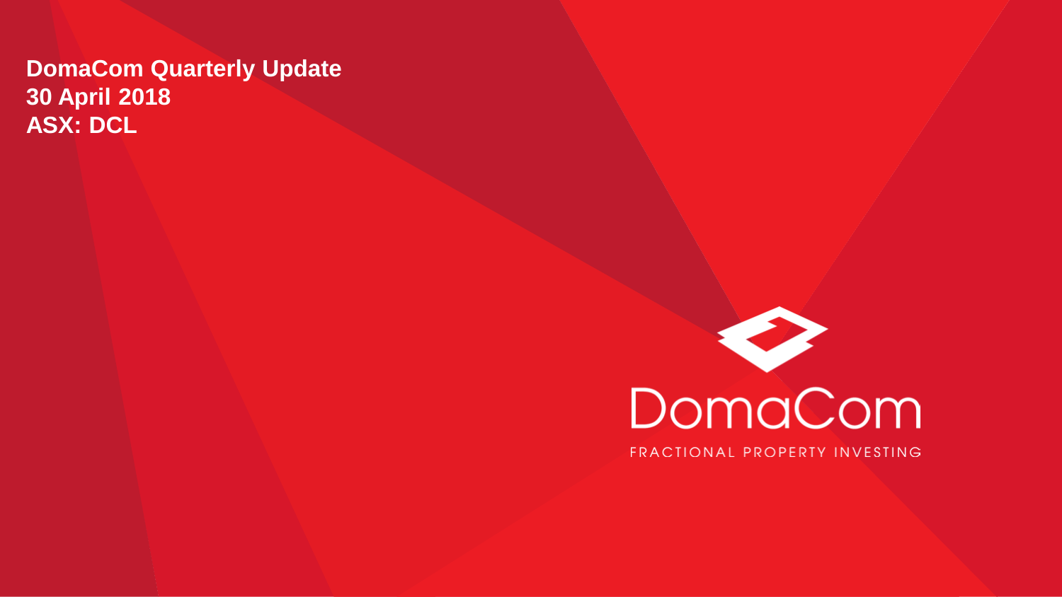# DomaCom Quarterly Update
# 30 April 2018
# ASX: DCL

DomaCom

FRACTIONAL PROPERTY INVESTING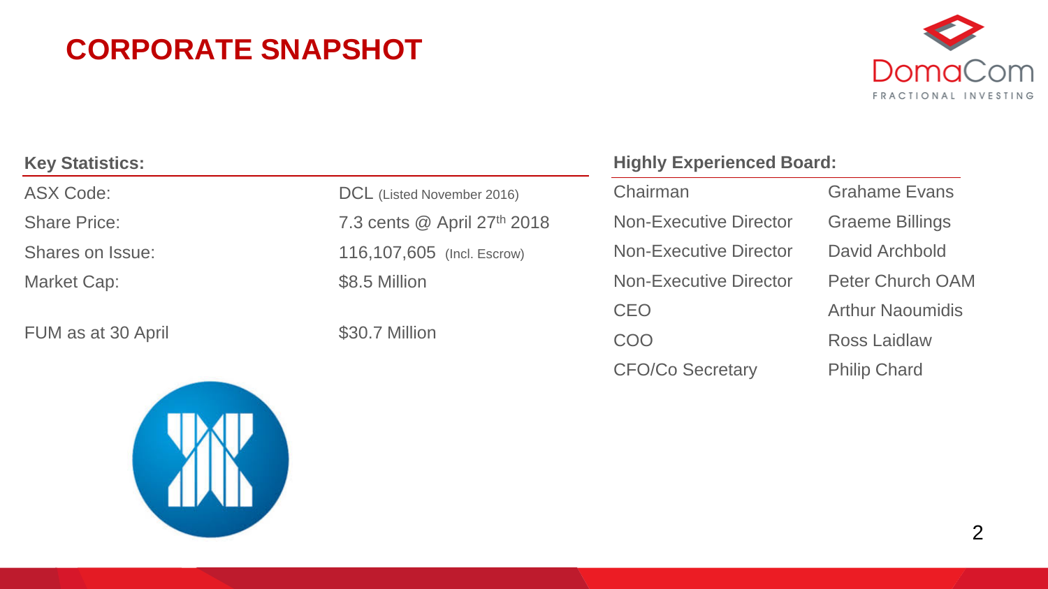# CORPORATE SNAPSHOT

### Key Statistics:

| | |
|---|---|
| ASX Code: | DCL (Listed November 2016) |
| Share Price: | 7.3 cents @ April 27th 2018 |
| Shares on Issue: | 116,107,605 (Incl. Escrow) |
| Market Cap: | $8.5 Million |
| FUM as at 30 April | $30.7 Million |

### Highly Experienced Board:

| | |
|---|---|
| Chairman | Grahame Evans |
| Non-Executive Director | Graeme Billings |
| Non-Executive Director | David Archbold |
| Non-Executive Director | Peter Church OAM |
| CEO | Arthur Naoumidis |
| COO | Ross Laidlaw |
| CFO/Co Secretary | Philip Chard |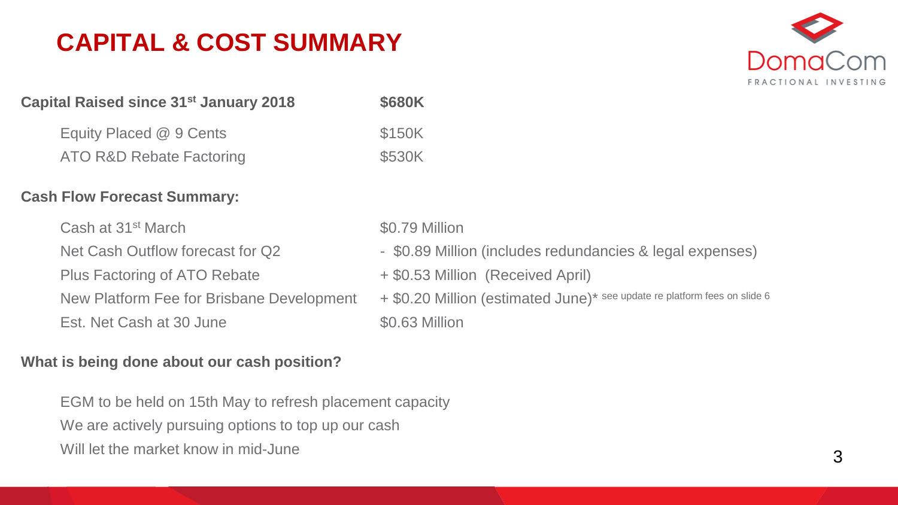# CAPITAL & COST SUMMARY

DomaCom
FRACTIONAL INVESTING

| **Capital Raised since 31st January 2018** | **$680K** |
| --- | --- |
| Equity Placed @ 9 Cents | $150K |
| ATO R&D Rebate Factoring | $530K |

**Cash Flow Forecast Summary:**

| | |
| --- | --- |
| Cash at 31st March | $0.79 Million |
| Net Cash Outflow forecast for Q2 | - $0.89 Million (includes redundancies & legal expenses) |
| Plus Factoring of ATO Rebate | + $0.53 Million (Received April) |
| New Platform Fee for Brisbane Development | + $0.20 Million (estimated June)* see update re platform fees on slide 6 |
| Est. Net Cash at 30 June | $0.63 Million |

**What is being done about our cash position?**

EGM to be held on 15th May to refresh placement capacity

We are actively pursuing options to top up our cash

Will let the market know in mid-June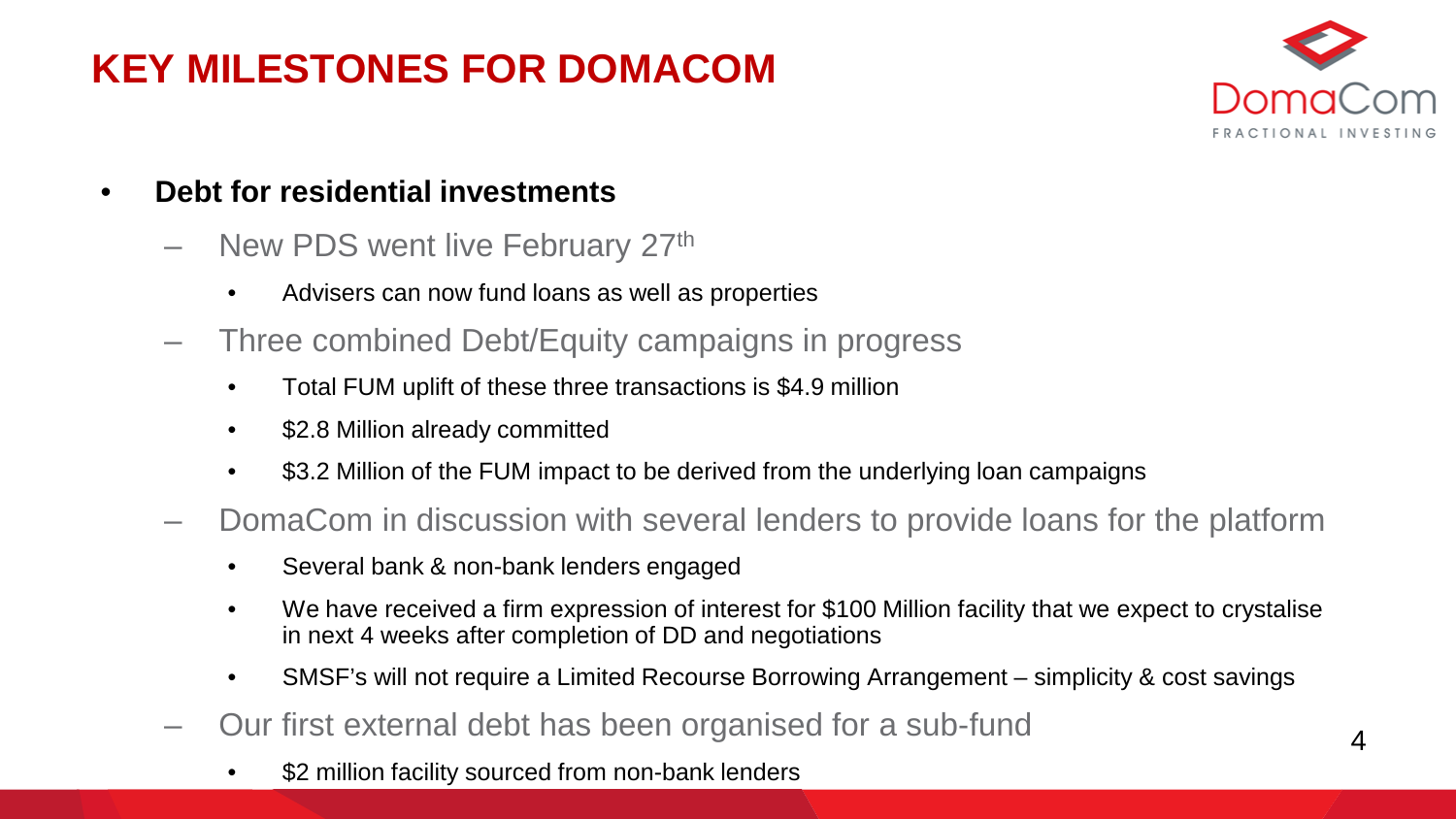# KEY MILESTONES FOR DOMACOM

- **Debt for residential investments**
  - New PDS went live February 27th
    - Advisers can now fund loans as well as properties
  - Three combined Debt/Equity campaigns in progress
    - Total FUM uplift of these three transactions is $4.9 million
    - $2.8 Million already committed
    - $3.2 Million of the FUM impact to be derived from the underlying loan campaigns
  - DomaCom in discussion with several lenders to provide loans for the platform
    - Several bank & non-bank lenders engaged
    - We have received a firm expression of interest for $100 Million facility that we expect to crystalise in next 4 weeks after completion of DD and negotiations
    - SMSF's will not require a Limited Recourse Borrowing Arrangement – simplicity & cost savings
  - Our first external debt has been organised for a sub-fund
    - $2 million facility sourced from non-bank lenders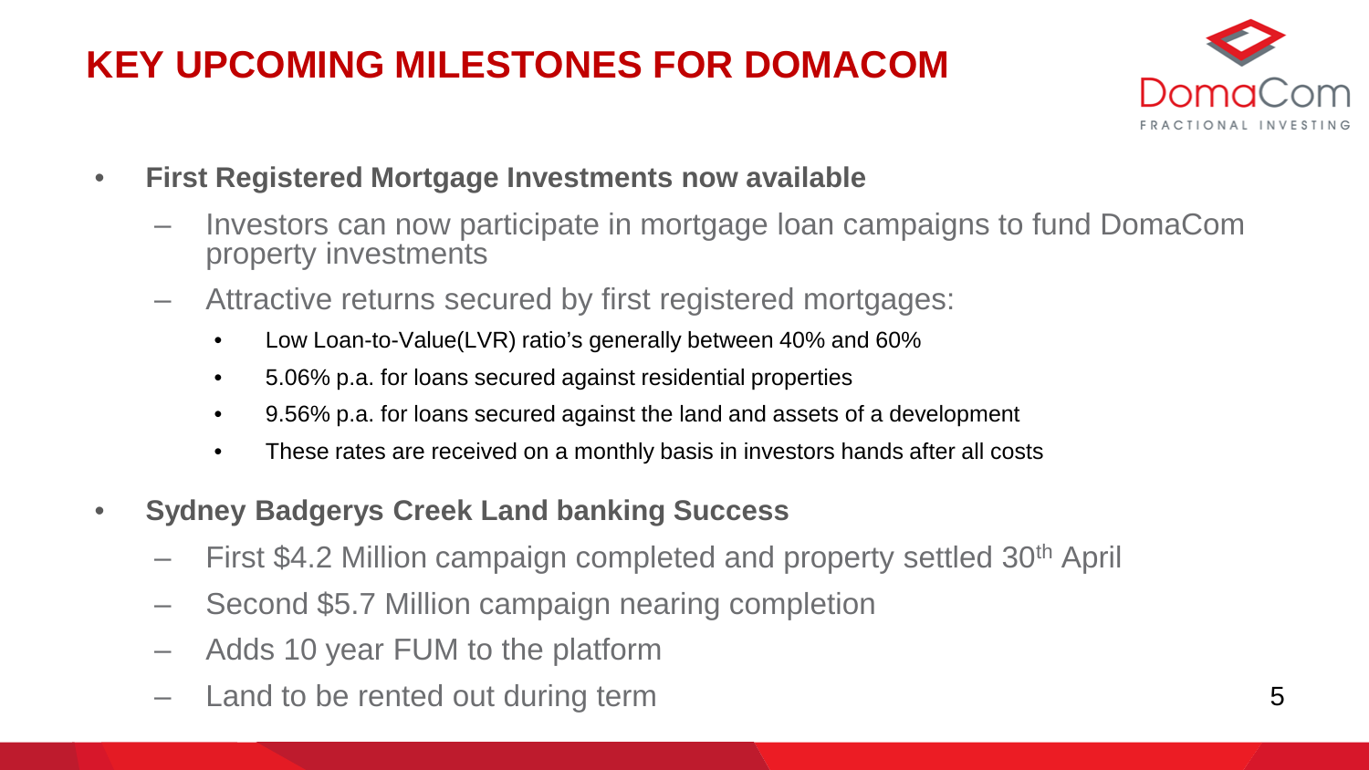# KEY UPCOMING MILESTONES FOR DOMACOM

- **First Registered Mortgage Investments now available**
  - Investors can now participate in mortgage loan campaigns to fund DomaCom property investments
  - Attractive returns secured by first registered mortgages:
    - Low Loan-to-Value(LVR) ratio's generally between 40% and 60%
    - 5.06% p.a. for loans secured against residential properties
    - 9.56% p.a. for loans secured against the land and assets of a development
    - These rates are received on a monthly basis in investors hands after all costs
- **Sydney Badgerys Creek Land banking Success**
  - First $4.2 Million campaign completed and property settled 30th April
  - Second $5.7 Million campaign nearing completion
  - Adds 10 year FUM to the platform
  - Land to be rented out during term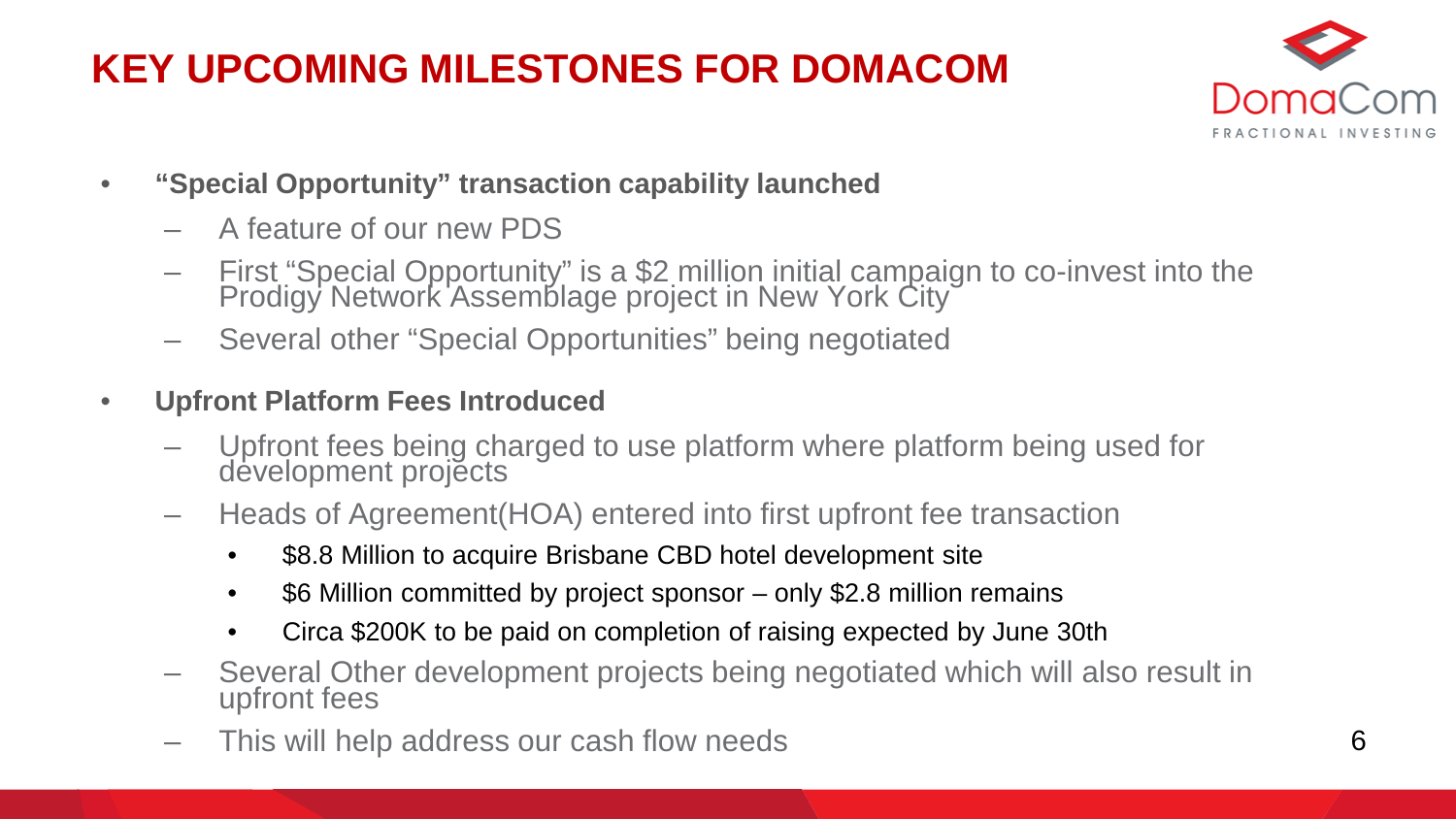# KEY UPCOMING MILESTONES FOR DOMACOM

- **"Special Opportunity" transaction capability launched**
  - A feature of our new PDS
  - First "Special Opportunity" is a $2 million initial campaign to co-invest into the Prodigy Network Assemblage project in New York City
  - Several other "Special Opportunities" being negotiated
- **Upfront Platform Fees Introduced**
  - Upfront fees being charged to use platform where platform being used for development projects
  - Heads of Agreement(HOA) entered into first upfront fee transaction
    - $8.8 Million to acquire Brisbane CBD hotel development site
    - $6 Million committed by project sponsor – only $2.8 million remains
    - Circa $200K to be paid on completion of raising expected by June 30th
  - Several Other development projects being negotiated which will also result in upfront fees
  - This will help address our cash flow needs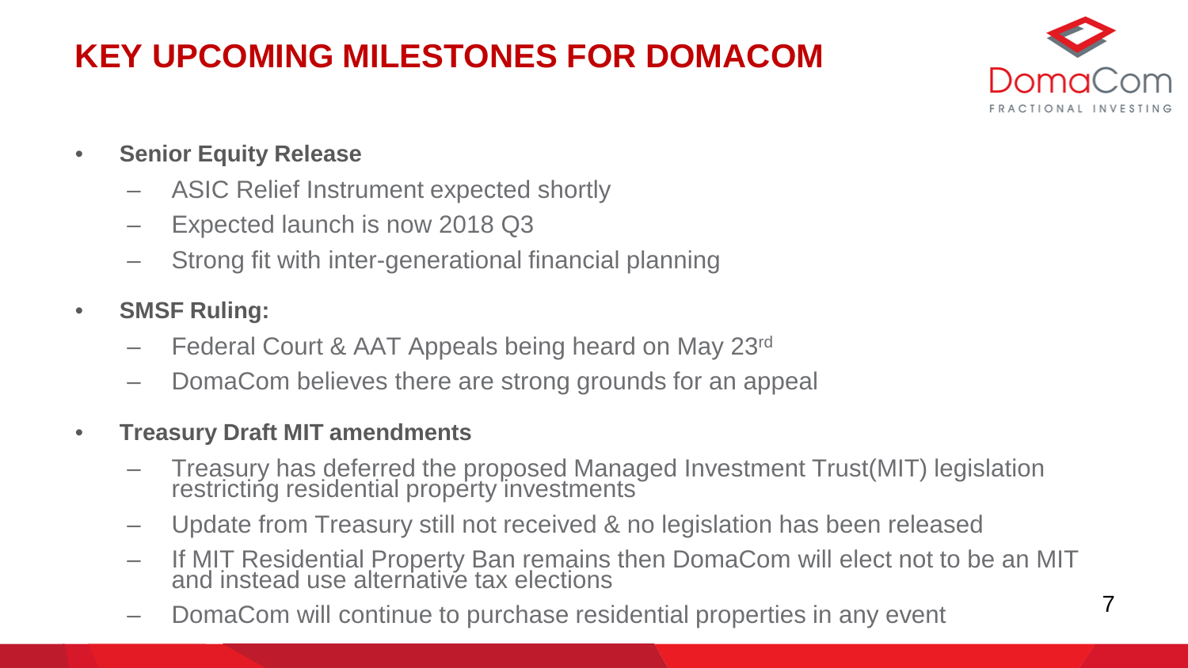# KEY UPCOMING MILESTONES FOR DOMACOM

- **Senior Equity Release**
  - ASIC Relief Instrument expected shortly
  - Expected launch is now 2018 Q3
  - Strong fit with inter-generational financial planning
- **SMSF Ruling:**
  - Federal Court & AAT Appeals being heard on May 23rd
  - DomaCom believes there are strong grounds for an appeal
- **Treasury Draft MIT amendments**
  - Treasury has deferred the proposed Managed Investment Trust(MIT) legislation restricting residential property investments
  - Update from Treasury still not received & no legislation has been released
  - If MIT Residential Property Ban remains then DomaCom will elect not to be an MIT and instead use alternative tax elections
  - DomaCom will continue to purchase residential properties in any event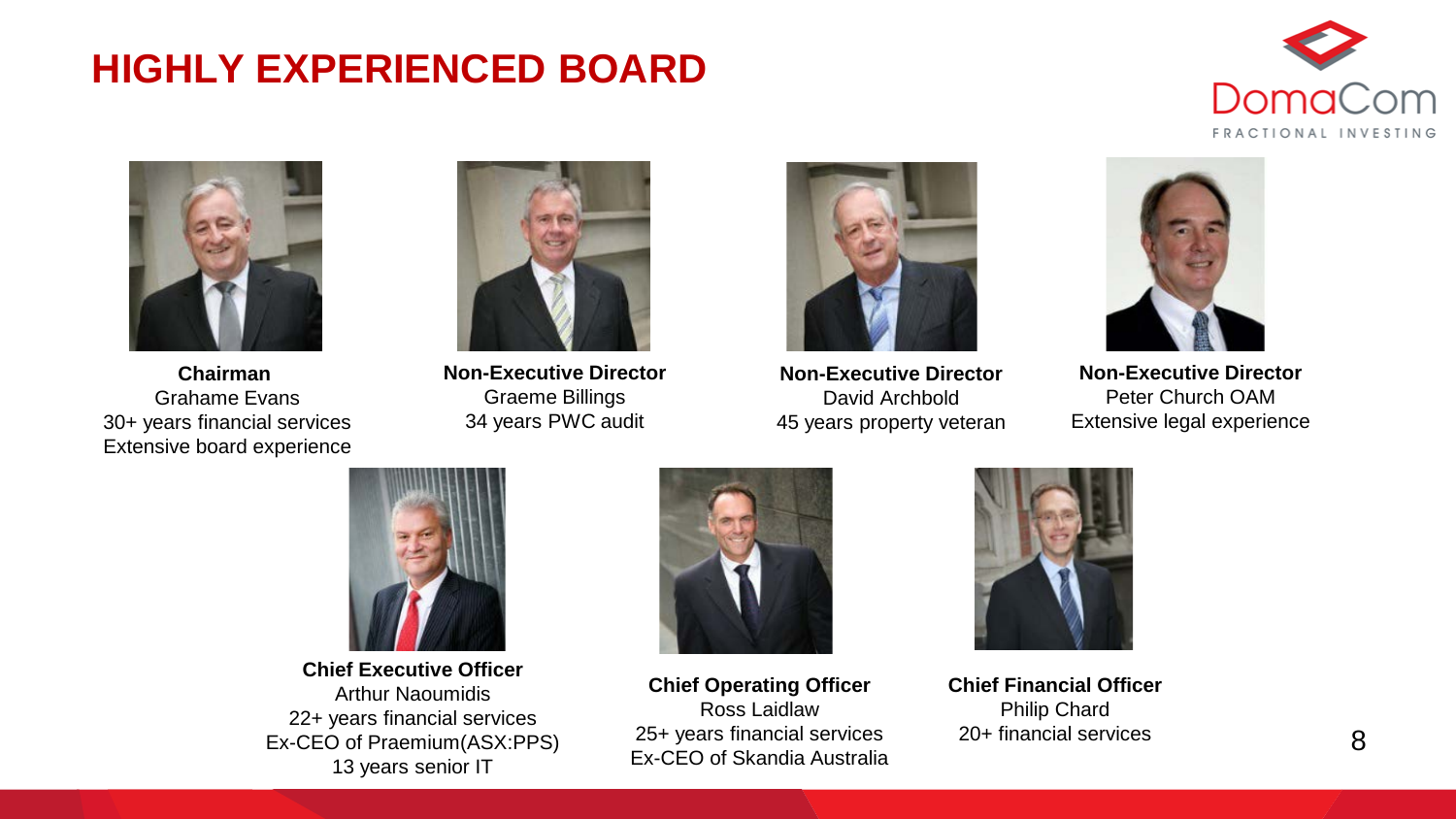# HIGHLY EXPERIENCED BOARD

DomaCom
FRACTIONAL INVESTING

**Chairman**
Grahame Evans
30+ years financial services
Extensive board experience

**Non-Executive Director**
Graeme Billings
34 years PWC audit

**Non-Executive Director**
David Archbold
45 years property veteran

**Non-Executive Director**
Peter Church OAM
Extensive legal experience

**Chief Executive Officer**
Arthur Naoumidis
22+ years financial services
Ex-CEO of Praemium(ASX:PPS)
13 years senior IT

**Chief Operating Officer**
Ross Laidlaw
25+ years financial services
Ex-CEO of Skandia Australia

**Chief Financial Officer**
Philip Chard
20+ financial services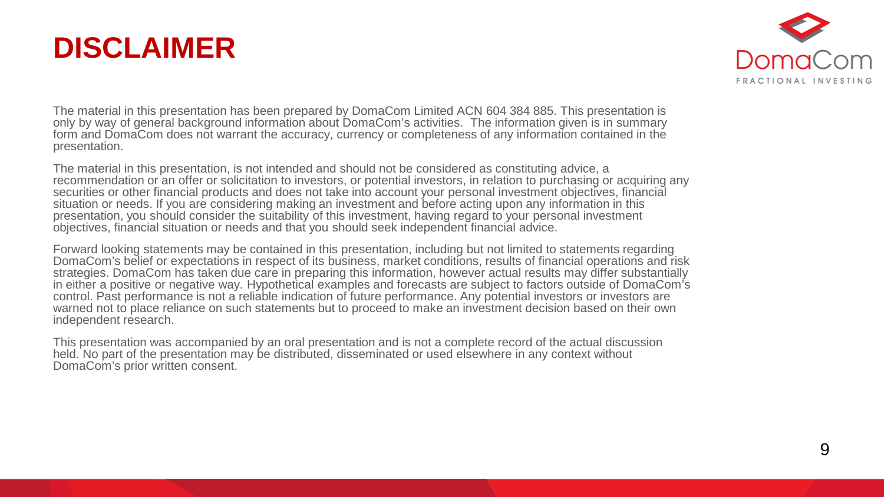# DISCLAIMER

DomaCom

FRACTIONAL INVESTING

The material in this presentation has been prepared by DomaCom Limited ACN 604 384 885. This presentation is only by way of general background information about DomaCom's activities. The information given is in summary form and DomaCom does not warrant the accuracy, currency or completeness of any information contained in the presentation.

The material in this presentation, is not intended and should not be considered as constituting advice, a recommendation or an offer or solicitation to investors, or potential investors, in relation to purchasing or acquiring any securities or other financial products and does not take into account your personal investment objectives, financial situation or needs. If you are considering making an investment and before acting upon any information in this presentation, you should consider the suitability of this investment, having regard to your personal investment objectives, financial situation or needs and that you should seek independent financial advice.

Forward looking statements may be contained in this presentation, including but not limited to statements regarding DomaCom's belief or expectations in respect of its business, market conditions, results of financial operations and risk strategies. DomaCom has taken due care in preparing this information, however actual results may differ substantially in either a positive or negative way. Hypothetical examples and forecasts are subject to factors outside of DomaCom's control. Past performance is not a reliable indication of future performance. Any potential investors or investors are warned not to place reliance on such statements but to proceed to make an investment decision based on their own independent research.

This presentation was accompanied by an oral presentation and is not a complete record of the actual discussion held. No part of the presentation may be distributed, disseminated or used elsewhere in any context without DomaCom's prior written consent.